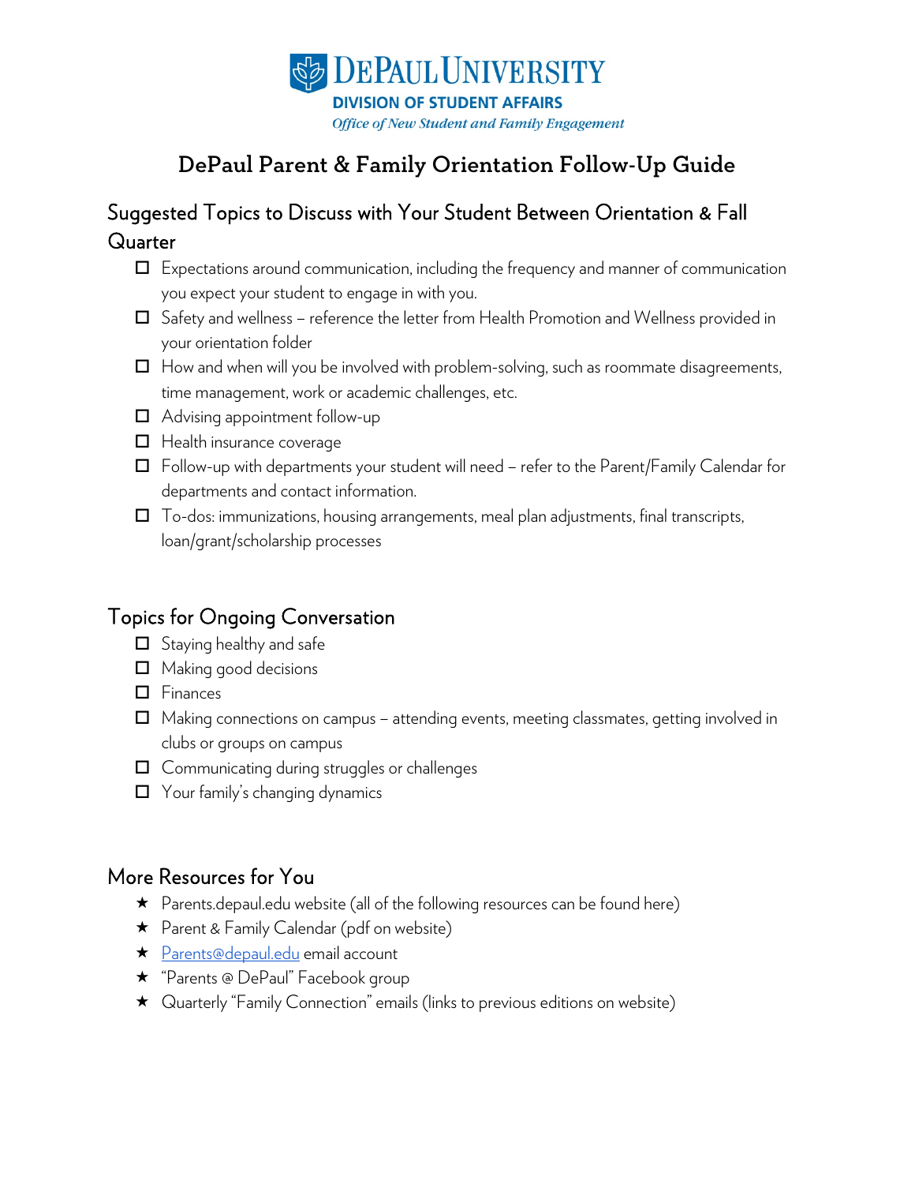DePaul University

**DIVISION OF STUDENT AFFAIRS**

*Office of New Student and Family Engagement*

# DePaul Parent & Family Orientation Follow-Up Guide

## Suggested Topics to Discuss with Your Student Between Orientation & Fall Quarter

- ☐ Expectations around communication, including the frequency and manner of communication you expect your student to engage in with you.
- ☐ Safety and wellness – reference the letter from Health Promotion and Wellness provided in your orientation folder
- ☐ How and when will you be involved with problem-solving, such as roommate disagreements, time management, work or academic challenges, etc.
- ☐ Advising appointment follow-up
- ☐ Health insurance coverage
- ☐ Follow-up with departments your student will need – refer to the Parent/Family Calendar for departments and contact information.
- ☐ To-dos: immunizations, housing arrangements, meal plan adjustments, final transcripts, loan/grant/scholarship processes

## Topics for Ongoing Conversation

- ☐ Staying healthy and safe
- ☐ Making good decisions
- ☐ Finances
- ☐ Making connections on campus – attending events, meeting classmates, getting involved in clubs or groups on campus
- ☐ Communicating during struggles or challenges
- ☐ Your family's changing dynamics

## More Resources for You

- ★ Parents.depaul.edu website (all of the following resources can be found here)
- ★ Parent & Family Calendar (pdf on website)
- ★ Parents@depaul.edu email account
- ★ "Parents @ DePaul" Facebook group
- ★ Quarterly "Family Connection" emails (links to previous editions on website)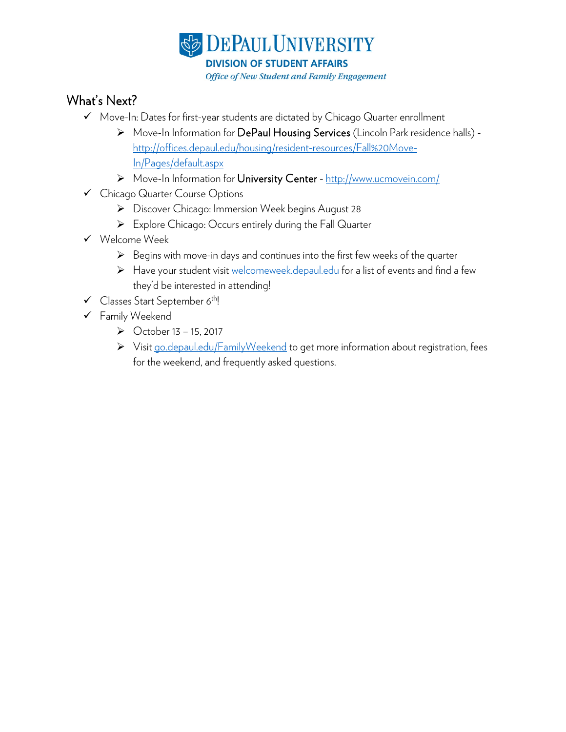**DePaul University**
**DIVISION OF STUDENT AFFAIRS**
*Office of New Student and Family Engagement*

## What's Next?

- ✓ Move-In: Dates for first-year students are dictated by Chicago Quarter enrollment
  - ➢ Move-In Information for **DePaul Housing Services** (Lincoln Park residence halls) - http://offices.depaul.edu/housing/resident-resources/Fall%20Move-In/Pages/default.aspx
  - ➢ Move-In Information for **University Center** - http://www.ucmovein.com/
- ✓ Chicago Quarter Course Options
  - ➢ Discover Chicago: Immersion Week begins August 28
  - ➢ Explore Chicago: Occurs entirely during the Fall Quarter
- ✓ Welcome Week
  - ➢ Begins with move-in days and continues into the first few weeks of the quarter
  - ➢ Have your student visit welcomeweek.depaul.edu for a list of events and find a few they'd be interested in attending!
- ✓ Classes Start September 6th!
- ✓ Family Weekend
  - ➢ October 13 – 15, 2017
  - ➢ Visit go.depaul.edu/FamilyWeekend to get more information about registration, fees for the weekend, and frequently asked questions.